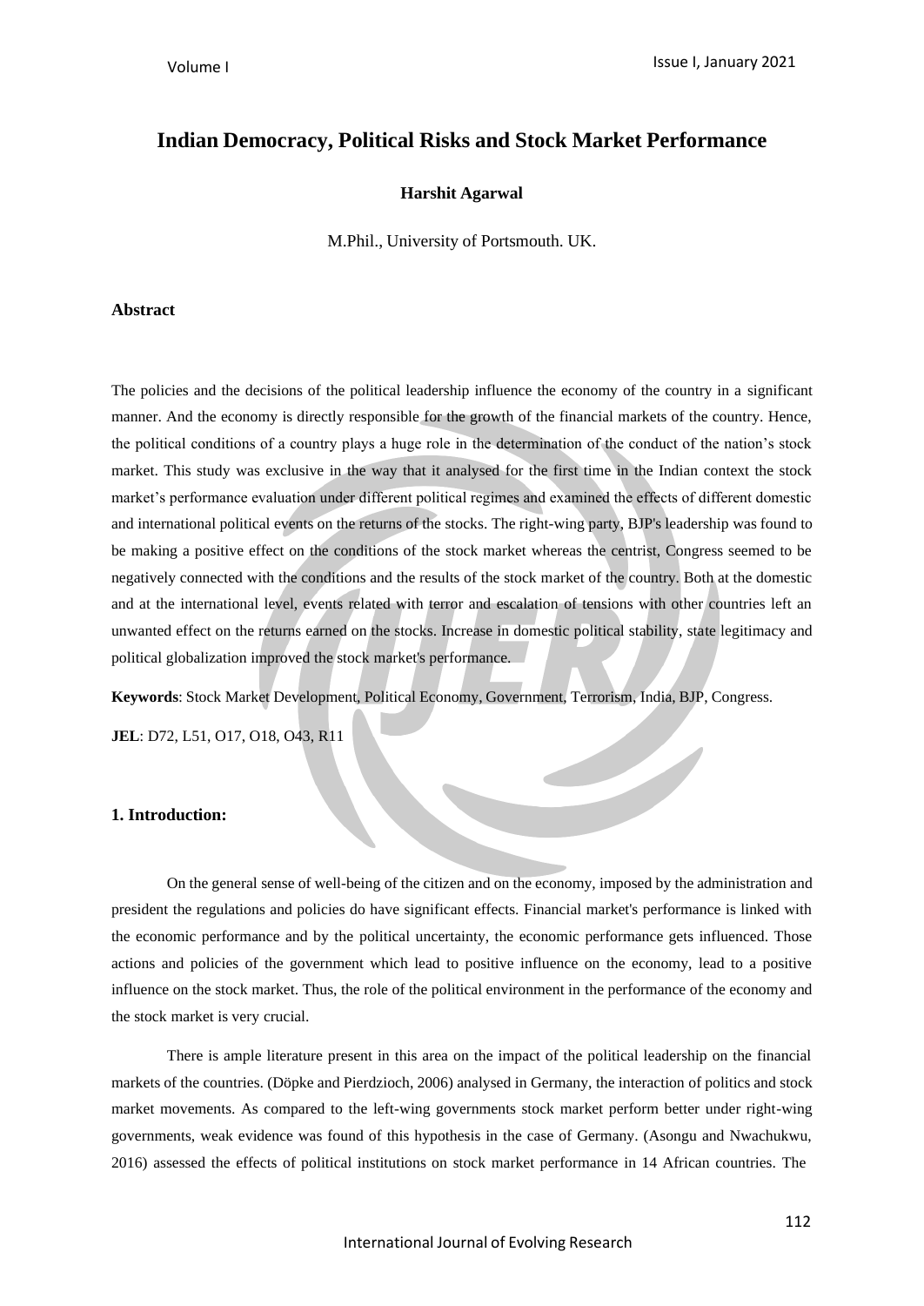# Indian Democracy, Political Risks and Stock Market Performance

**Harshit Agarwal**

M.Phil., University of Portsmouth. UK.

## Abstract

The policies and the decisions of the political leadership influence the economy of the country in a significant manner. And the economy is directly responsible for the growth of the financial markets of the country. Hence, the political conditions of a country plays a huge role in the determination of the conduct of the nation's stock market. This study was exclusive in the way that it analysed for the first time in the Indian context the stock market's performance evaluation under different political regimes and examined the effects of different domestic and international political events on the returns of the stocks. The right-wing party, BJP's leadership was found to be making a positive effect on the conditions of the stock market whereas the centrist, Congress seemed to be negatively connected with the conditions and the results of the stock market of the country. Both at the domestic and at the international level, events related with terror and escalation of tensions with other countries left an unwanted effect on the returns earned on the stocks. Increase in domestic political stability, state legitimacy and political globalization improved the stock market's performance.

**Keywords**: Stock Market Development, Political Economy, Government, Terrorism, India, BJP, Congress.

**JEL**: D72, L51, O17, O18, O43, R11

## 1. Introduction:

On the general sense of well-being of the citizen and on the economy, imposed by the administration and president the regulations and policies do have significant effects. Financial market's performance is linked with the economic performance and by the political uncertainty, the economic performance gets influenced. Those actions and policies of the government which lead to positive influence on the economy, lead to a positive influence on the stock market. Thus, the role of the political environment in the performance of the economy and the stock market is very crucial.

There is ample literature present in this area on the impact of the political leadership on the financial markets of the countries. (Döpke and Pierdzioch, 2006) analysed in Germany, the interaction of politics and stock market movements. As compared to the left-wing governments stock market perform better under right-wing governments, weak evidence was found of this hypothesis in the case of Germany. (Asongu and Nwachukwu, 2016) assessed the effects of political institutions on stock market performance in 14 African countries. The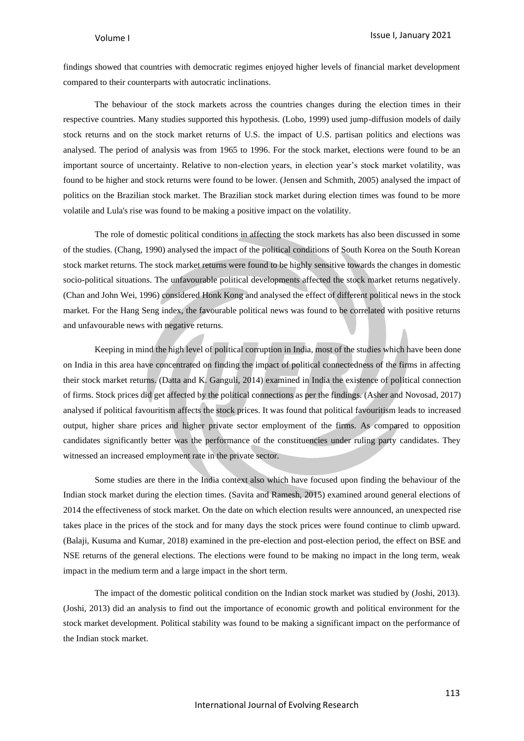findings showed that countries with democratic regimes enjoyed higher levels of financial market development compared to their counterparts with autocratic inclinations.

The behaviour of the stock markets across the countries changes during the election times in their respective countries. Many studies supported this hypothesis. (Lobo, 1999) used jump-diffusion models of daily stock returns and on the stock market returns of U.S. the impact of U.S. partisan politics and elections was analysed. The period of analysis was from 1965 to 1996. For the stock market, elections were found to be an important source of uncertainty. Relative to non-election years, in election year's stock market volatility, was found to be higher and stock returns were found to be lower. (Jensen and Schmith, 2005) analysed the impact of politics on the Brazilian stock market. The Brazilian stock market during election times was found to be more volatile and Lula's rise was found to be making a positive impact on the volatility.

The role of domestic political conditions in affecting the stock markets has also been discussed in some of the studies. (Chang, 1990) analysed the impact of the political conditions of South Korea on the South Korean stock market returns. The stock market returns were found to be highly sensitive towards the changes in domestic socio-political situations. The unfavourable political developments affected the stock market returns negatively. (Chan and John Wei, 1996) considered Honk Kong and analysed the effect of different political news in the stock market. For the Hang Seng index, the favourable political news was found to be correlated with positive returns and unfavourable news with negative returns.

Keeping in mind the high level of political corruption in India, most of the studies which have been done on India in this area have concentrated on finding the impact of political connectedness of the firms in affecting their stock market returns. (Datta and K. Ganguli, 2014) examined in India the existence of political connection of firms. Stock prices did get affected by the political connections as per the findings. (Asher and Novosad, 2017) analysed if political favouritism affects the stock prices. It was found that political favouritism leads to increased output, higher share prices and higher private sector employment of the firms. As compared to opposition candidates significantly better was the performance of the constituencies under ruling party candidates. They witnessed an increased employment rate in the private sector.

Some studies are there in the India context also which have focused upon finding the behaviour of the Indian stock market during the election times. (Savita and Ramesh, 2015) examined around general elections of 2014 the effectiveness of stock market. On the date on which election results were announced, an unexpected rise takes place in the prices of the stock and for many days the stock prices were found continue to climb upward. (Balaji, Kusuma and Kumar, 2018) examined in the pre-election and post-election period, the effect on BSE and NSE returns of the general elections. The elections were found to be making no impact in the long term, weak impact in the medium term and a large impact in the short term.

The impact of the domestic political condition on the Indian stock market was studied by (Joshi, 2013). (Joshi, 2013) did an analysis to find out the importance of economic growth and political environment for the stock market development. Political stability was found to be making a significant impact on the performance of the Indian stock market.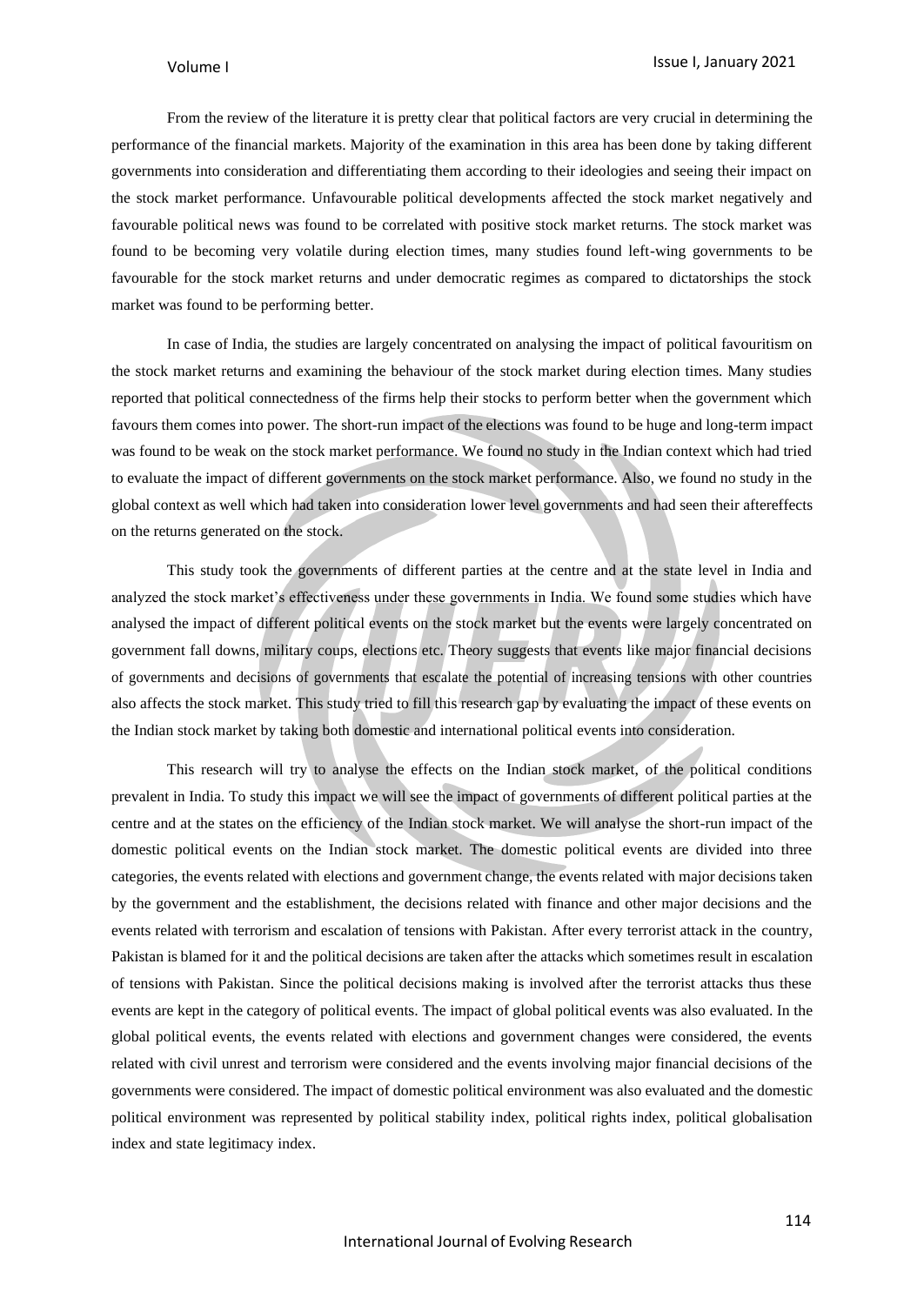From the review of the literature it is pretty clear that political factors are very crucial in determining the performance of the financial markets. Majority of the examination in this area has been done by taking different governments into consideration and differentiating them according to their ideologies and seeing their impact on the stock market performance. Unfavourable political developments affected the stock market negatively and favourable political news was found to be correlated with positive stock market returns. The stock market was found to be becoming very volatile during election times, many studies found left-wing governments to be favourable for the stock market returns and under democratic regimes as compared to dictatorships the stock market was found to be performing better.

In case of India, the studies are largely concentrated on analysing the impact of political favouritism on the stock market returns and examining the behaviour of the stock market during election times. Many studies reported that political connectedness of the firms help their stocks to perform better when the government which favours them comes into power. The short-run impact of the elections was found to be huge and long-term impact was found to be weak on the stock market performance. We found no study in the Indian context which had tried to evaluate the impact of different governments on the stock market performance. Also, we found no study in the global context as well which had taken into consideration lower level governments and had seen their aftereffects on the returns generated on the stock.

This study took the governments of different parties at the centre and at the state level in India and analyzed the stock market's effectiveness under these governments in India. We found some studies which have analysed the impact of different political events on the stock market but the events were largely concentrated on government fall downs, military coups, elections etc. Theory suggests that events like major financial decisions of governments and decisions of governments that escalate the potential of increasing tensions with other countries also affects the stock market. This study tried to fill this research gap by evaluating the impact of these events on the Indian stock market by taking both domestic and international political events into consideration.

This research will try to analyse the effects on the Indian stock market, of the political conditions prevalent in India. To study this impact we will see the impact of governments of different political parties at the centre and at the states on the efficiency of the Indian stock market. We will analyse the short-run impact of the domestic political events on the Indian stock market. The domestic political events are divided into three categories, the events related with elections and government change, the events related with major decisions taken by the government and the establishment, the decisions related with finance and other major decisions and the events related with terrorism and escalation of tensions with Pakistan. After every terrorist attack in the country, Pakistan is blamed for it and the political decisions are taken after the attacks which sometimes result in escalation of tensions with Pakistan. Since the political decisions making is involved after the terrorist attacks thus these events are kept in the category of political events. The impact of global political events was also evaluated. In the global political events, the events related with elections and government changes were considered, the events related with civil unrest and terrorism were considered and the events involving major financial decisions of the governments were considered. The impact of domestic political environment was also evaluated and the domestic political environment was represented by political stability index, political rights index, political globalisation index and state legitimacy index.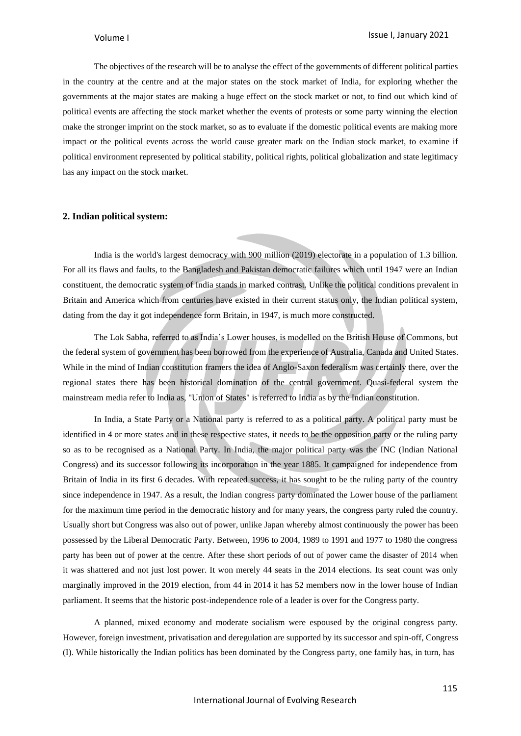The objectives of the research will be to analyse the effect of the governments of different political parties in the country at the centre and at the major states on the stock market of India, for exploring whether the governments at the major states are making a huge effect on the stock market or not, to find out which kind of political events are affecting the stock market whether the events of protests or some party winning the election make the stronger imprint on the stock market, so as to evaluate if the domestic political events are making more impact or the political events across the world cause greater mark on the Indian stock market, to examine if political environment represented by political stability, political rights, political globalization and state legitimacy has any impact on the stock market.

## 2. Indian political system:

India is the world's largest democracy with 900 million (2019) electorate in a population of 1.3 billion. For all its flaws and faults, to the Bangladesh and Pakistan democratic failures which until 1947 were an Indian constituent, the democratic system of India stands in marked contrast. Unlike the political conditions prevalent in Britain and America which from centuries have existed in their current status only, the Indian political system, dating from the day it got independence form Britain, in 1947, is much more constructed.

The Lok Sabha, referred to as India's Lower houses, is modelled on the British House of Commons, but the federal system of government has been borrowed from the experience of Australia, Canada and United States. While in the mind of Indian constitution framers the idea of Anglo-Saxon federalism was certainly there, over the regional states there has been historical domination of the central government. Quasi-federal system the mainstream media refer to India as, "Union of States" is referred to India as by the Indian constitution.

In India, a State Party or a National party is referred to as a political party. A political party must be identified in 4 or more states and in these respective states, it needs to be the opposition party or the ruling party so as to be recognised as a National Party. In India, the major political party was the INC (Indian National Congress) and its successor following its incorporation in the year 1885. It campaigned for independence from Britain of India in its first 6 decades. With repeated success, it has sought to be the ruling party of the country since independence in 1947. As a result, the Indian congress party dominated the Lower house of the parliament for the maximum time period in the democratic history and for many years, the congress party ruled the country. Usually short but Congress was also out of power, unlike Japan whereby almost continuously the power has been possessed by the Liberal Democratic Party. Between, 1996 to 2004, 1989 to 1991 and 1977 to 1980 the congress party has been out of power at the centre. After these short periods of out of power came the disaster of 2014 when it was shattered and not just lost power. It won merely 44 seats in the 2014 elections. Its seat count was only marginally improved in the 2019 election, from 44 in 2014 it has 52 members now in the lower house of Indian parliament. It seems that the historic post-independence role of a leader is over for the Congress party.

A planned, mixed economy and moderate socialism were espoused by the original congress party. However, foreign investment, privatisation and deregulation are supported by its successor and spin-off, Congress (I). While historically the Indian politics has been dominated by the Congress party, one family has, in turn, has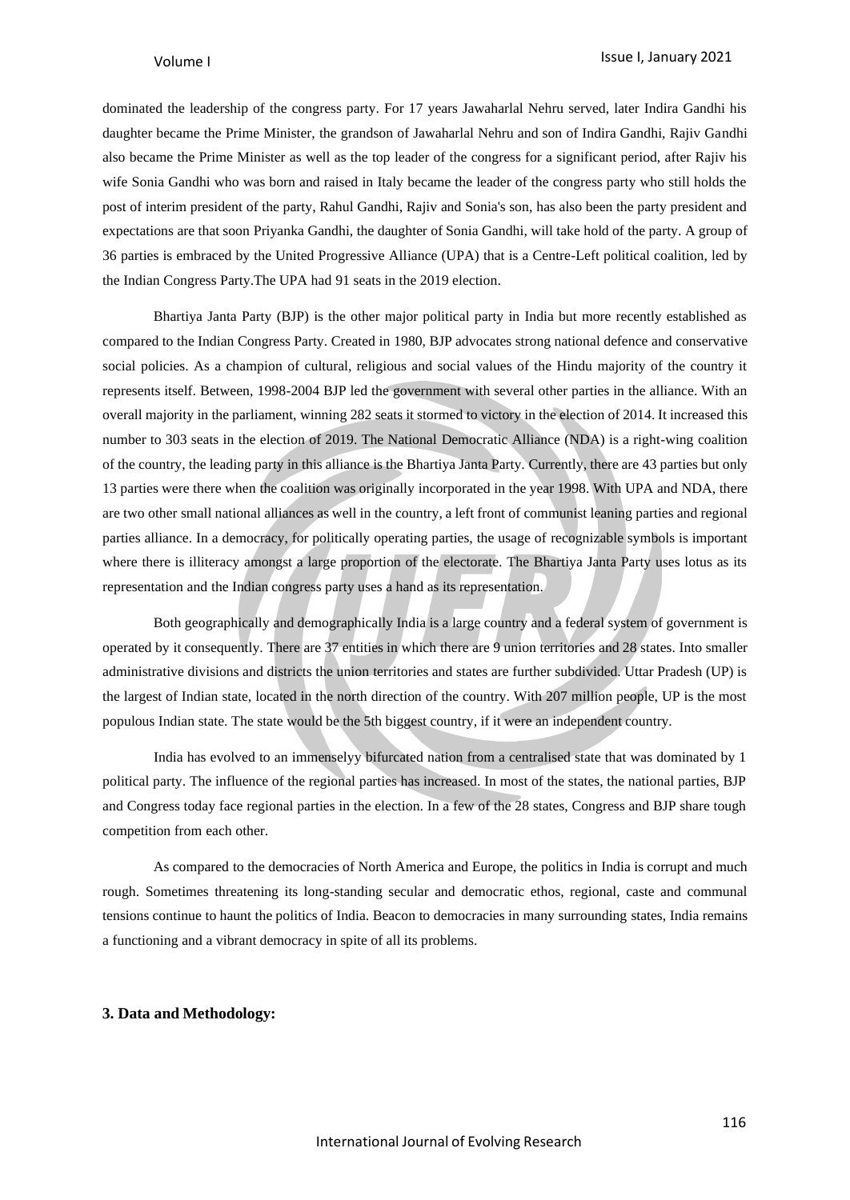dominated the leadership of the congress party. For 17 years Jawaharlal Nehru served, later Indira Gandhi his daughter became the Prime Minister, the grandson of Jawaharlal Nehru and son of Indira Gandhi, Rajiv Gandhi also became the Prime Minister as well as the top leader of the congress for a significant period, after Rajiv his wife Sonia Gandhi who was born and raised in Italy became the leader of the congress party who still holds the post of interim president of the party, Rahul Gandhi, Rajiv and Sonia's son, has also been the party president and expectations are that soon Priyanka Gandhi, the daughter of Sonia Gandhi, will take hold of the party. A group of 36 parties is embraced by the United Progressive Alliance (UPA) that is a Centre-Left political coalition, led by the Indian Congress Party.The UPA had 91 seats in the 2019 election.

Bhartiya Janta Party (BJP) is the other major political party in India but more recently established as compared to the Indian Congress Party. Created in 1980, BJP advocates strong national defence and conservative social policies. As a champion of cultural, religious and social values of the Hindu majority of the country it represents itself. Between, 1998-2004 BJP led the government with several other parties in the alliance. With an overall majority in the parliament, winning 282 seats it stormed to victory in the election of 2014. It increased this number to 303 seats in the election of 2019. The National Democratic Alliance (NDA) is a right-wing coalition of the country, the leading party in this alliance is the Bhartiya Janta Party. Currently, there are 43 parties but only 13 parties were there when the coalition was originally incorporated in the year 1998. With UPA and NDA, there are two other small national alliances as well in the country, a left front of communist leaning parties and regional parties alliance. In a democracy, for politically operating parties, the usage of recognizable symbols is important where there is illiteracy amongst a large proportion of the electorate. The Bhartiya Janta Party uses lotus as its representation and the Indian congress party uses a hand as its representation.

Both geographically and demographically India is a large country and a federal system of government is operated by it consequently. There are 37 entities in which there are 9 union territories and 28 states. Into smaller administrative divisions and districts the union territories and states are further subdivided. Uttar Pradesh (UP) is the largest of Indian state, located in the north direction of the country. With 207 million people, UP is the most populous Indian state. The state would be the 5th biggest country, if it were an independent country.

India has evolved to an immenselyy bifurcated nation from a centralised state that was dominated by 1 political party. The influence of the regional parties has increased. In most of the states, the national parties, BJP and Congress today face regional parties in the election. In a few of the 28 states, Congress and BJP share tough competition from each other.

As compared to the democracies of North America and Europe, the politics in India is corrupt and much rough. Sometimes threatening its long-standing secular and democratic ethos, regional, caste and communal tensions continue to haunt the politics of India. Beacon to democracies in many surrounding states, India remains a functioning and a vibrant democracy in spite of all its problems.

### 3. Data and Methodology: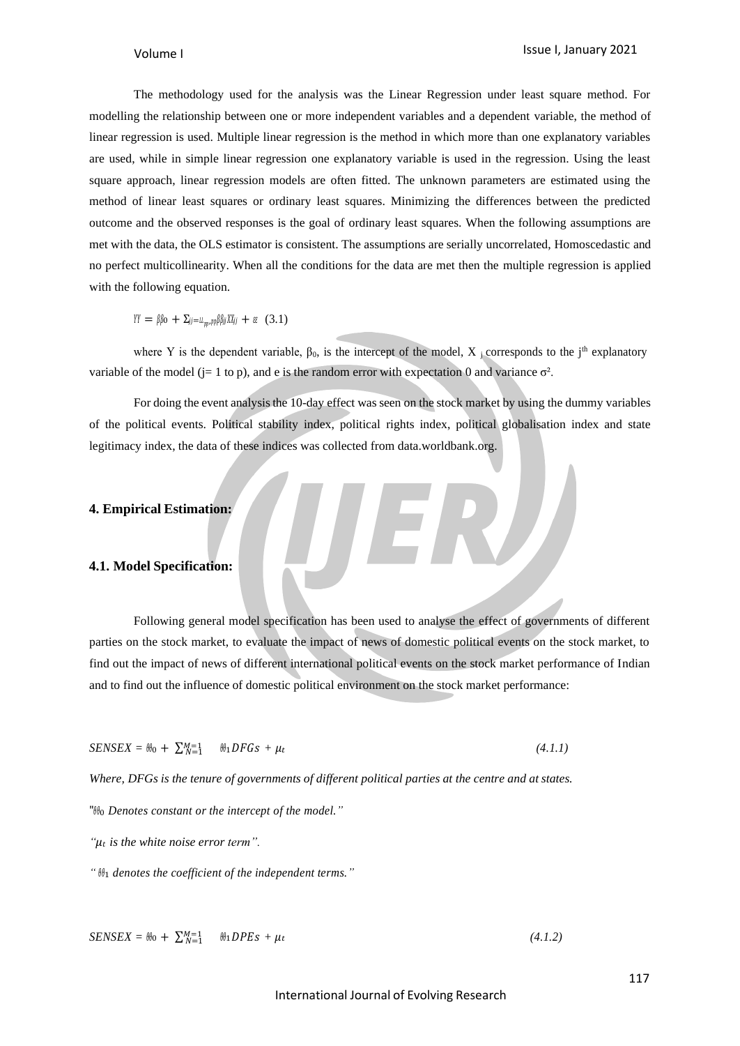The methodology used for the analysis was the Linear Regression under least square method. For modelling the relationship between one or more independent variables and a dependent variable, the method of linear regression is used. Multiple linear regression is the method in which more than one explanatory variables are used, while in simple linear regression one explanatory variable is used in the regression. Using the least square approach, linear regression models are often fitted. The unknown parameters are estimated using the method of linear least squares or ordinary least squares. Minimizing the differences between the predicted outcome and the observed responses is the goal of ordinary least squares. When the following assumptions are met with the data, the OLS estimator is consistent. The assumptions are serially uncorrelated, Homoscedastic and no perfect multicollinearity. When all the conditions for the data are met then the multiple regression is applied with the following equation.

$$Y = \beta_0 + \Sigma_{j=1,...,p} \beta_j X_j + \varepsilon \quad (3.1)$$

where Y is the dependent variable, $\beta_0$, is the intercept of the model, $X_j$ corresponds to the $j^{th}$ explanatory variable of the model (j= 1 to p), and e is the random error with expectation 0 and variance $\sigma^2$.

For doing the event analysis the 10-day effect was seen on the stock market by using the dummy variables of the political events. Political stability index, political rights index, political globalisation index and state legitimacy index, the data of these indices was collected from data.worldbank.org.

## 4. Empirical Estimation:

### 4.1. Model Specification:

Following general model specification has been used to analyse the effect of governments of different parties on the stock market, to evaluate the impact of news of domestic political events on the stock market, to find out the impact of news of different international political events on the stock market performance of Indian and to find out the influence of domestic political environment on the stock market performance:

$$SENSEX = \theta_0 + \sum_{N=1}^{M=1} \theta_1 DFGs + \mu_t \quad (4.1.1)$$

*Where, DFGs is the tenure of governments of different political parties at the centre and at states.*

"$\theta_0$ *Denotes constant or the intercept of the model."*

*"$\mu_t$ is the white noise error term".*

*"$\theta_1$ denotes the coefficient of the independent terms."*

$$SENSEX = \theta_0 + \sum_{N=1}^{M=1} \theta_1 DPEs + \mu_t \quad (4.1.2)$$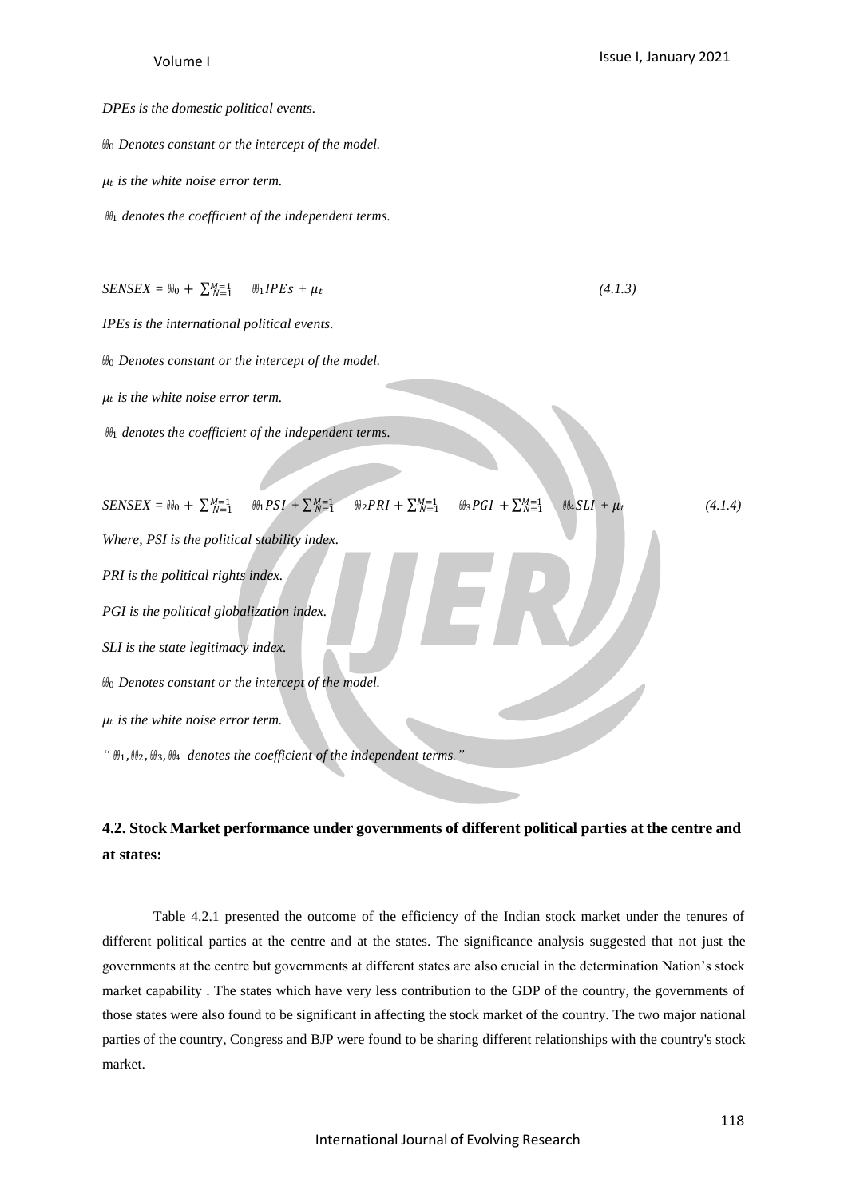*DPEs is the domestic political events.*

$\vartheta_0$ *Denotes constant or the intercept of the model.*

$\mu_t$ *is the white noise error term.*

$\vartheta_1$ *denotes the coefficient of the independent terms.*

$$SENSEX = \vartheta_0 + \sum_{N=1}^{M=1} \vartheta_1 IPEs + \mu_t \tag{4.1.3}$$

*IPEs is the international political events.*

$\vartheta_0$ *Denotes constant or the intercept of the model.*

$\mu_t$ *is the white noise error term.*

$\vartheta_1$ *denotes the coefficient of the independent terms.*

$$SENSEX = \vartheta_0 + \sum_{N=1}^{M=1} \vartheta_1 PSI + \sum_{N=1}^{M=1} \vartheta_2 PRI + \sum_{N=1}^{M=1} \vartheta_3 PGI + \sum_{N=1}^{M=1} \vartheta_4 SLI + \mu_t \tag{4.1.4}$$

*Where, PSI is the political stability index.*

*PRI is the political rights index.*

*PGI is the political globalization index.*

*SLI is the state legitimacy index.*

$\vartheta_0$ *Denotes constant or the intercept of the model.*

$\mu_t$ *is the white noise error term.*

*"* $\vartheta_1, \vartheta_2, \vartheta_3, \vartheta_4$ *denotes the coefficient of the independent terms."*

## 4.2. Stock Market performance under governments of different political parties at the centre and at states:

Table 4.2.1 presented the outcome of the efficiency of the Indian stock market under the tenures of different political parties at the centre and at the states. The significance analysis suggested that not just the governments at the centre but governments at different states are also crucial in the determination Nation's stock market capability . The states which have very less contribution to the GDP of the country, the governments of those states were also found to be significant in affecting the stock market of the country. The two major national parties of the country, Congress and BJP were found to be sharing different relationships with the country's stock market.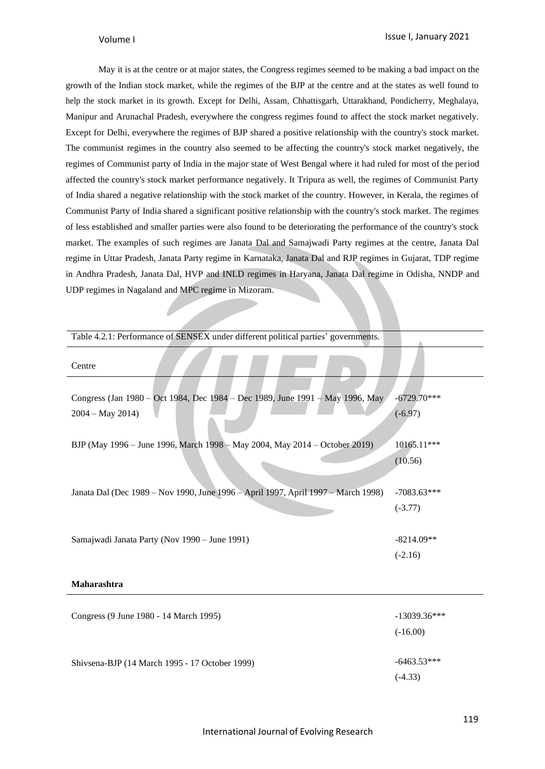May it is at the centre or at major states, the Congress regimes seemed to be making a bad impact on the growth of the Indian stock market, while the regimes of the BJP at the centre and at the states as well found to help the stock market in its growth. Except for Delhi, Assam, Chhattisgarh, Uttarakhand, Pondicherry, Meghalaya, Manipur and Arunachal Pradesh, everywhere the congress regimes found to affect the stock market negatively. Except for Delhi, everywhere the regimes of BJP shared a positive relationship with the country's stock market. The communist regimes in the country also seemed to be affecting the country's stock market negatively, the regimes of Communist party of India in the major state of West Bengal where it had ruled for most of the period affected the country's stock market performance negatively. It Tripura as well, the regimes of Communist Party of India shared a negative relationship with the stock market of the country. However, in Kerala, the regimes of Communist Party of India shared a significant positive relationship with the country's stock market. The regimes of less established and smaller parties were also found to be deteriorating the performance of the country's stock market. The examples of such regimes are Janata Dal and Samajwadi Party regimes at the centre, Janata Dal regime in Uttar Pradesh, Janata Party regime in Karnataka, Janata Dal and RJP regimes in Gujarat, TDP regime in Andhra Pradesh, Janata Dal, HVP and INLD regimes in Haryana, Janata Dal regime in Odisha, NNDP and UDP regimes in Nagaland and MPC regime in Mizoram.

Table 4.2.1: Performance of SENSEX under different political parties' governments.

| | |
|---|---|
| **Centre** | |
| Congress (Jan 1980 – Oct 1984, Dec 1984 – Dec 1989, June 1991 – May 1996, May 2004 – May 2014) | -6729.70*** (-6.97) |
| BJP (May 1996 – June 1996, March 1998 – May 2004, May 2014 – October 2019) | 10165.11*** (10.56) |
| Janata Dal (Dec 1989 – Nov 1990, June 1996 – April 1997, April 1997 – March 1998) | -7083.63*** (-3.77) |
| Samajwadi Janata Party (Nov 1990 – June 1991) | -8214.09** (-2.16) |
| **Maharashtra** | |
| Congress (9 June 1980 - 14 March 1995) | -13039.36*** (-16.00) |
| Shivsena-BJP (14 March 1995 - 17 October 1999) | -6463.53*** (-4.33) |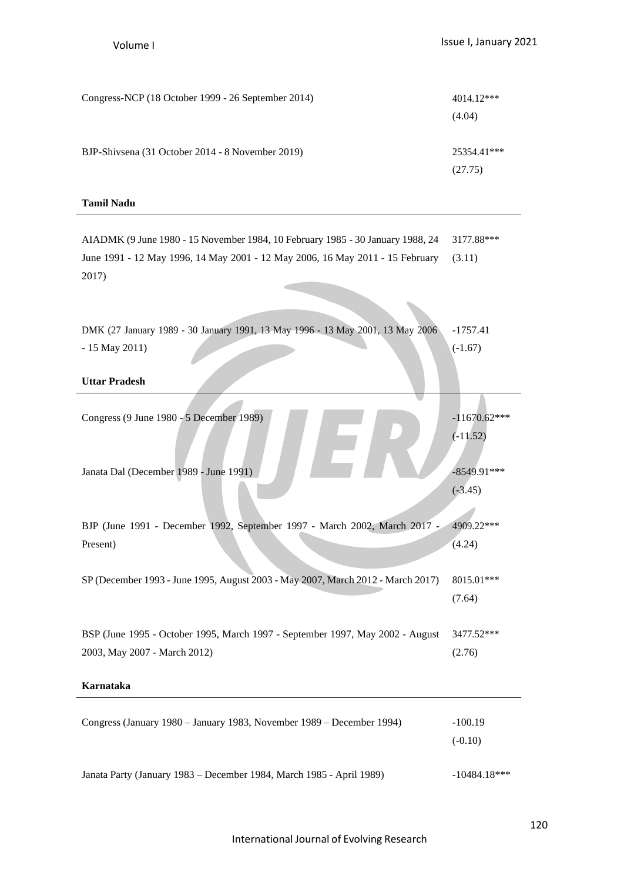| | |
|---|---|
| Congress-NCP (18 October 1999 - 26 September 2014) | 4014.12***<br>(4.04) |
| BJP-Shivsena (31 October 2014 - 8 November 2019) | 25354.41***<br>(27.75) |
| **Tamil Nadu** | |
| AIADMK (9 June 1980 - 15 November 1984, 10 February 1985 - 30 January 1988, 24 June 1991 - 12 May 1996, 14 May 2001 - 12 May 2006, 16 May 2011 - 15 February 2017) | 3177.88***<br>(3.11) |
| DMK (27 January 1989 - 30 January 1991, 13 May 1996 - 13 May 2001, 13 May 2006 - 15 May 2011) | -1757.41<br>(-1.67) |
| **Uttar Pradesh** | |
| Congress (9 June 1980 - 5 December 1989) | -11670.62***<br>(-11.52) |
| Janata Dal (December 1989 - June 1991) | -8549.91***<br>(-3.45) |
| BJP (June 1991 - December 1992, September 1997 - March 2002, March 2017 - Present) | 4909.22***<br>(4.24) |
| SP (December 1993 - June 1995, August 2003 - May 2007, March 2012 - March 2017) | 8015.01***<br>(7.64) |
| BSP (June 1995 - October 1995, March 1997 - September 1997, May 2002 - August 2003, May 2007 - March 2012) | 3477.52***<br>(2.76) |
| **Karnataka** | |
| Congress (January 1980 – January 1983, November 1989 – December 1994) | -100.19<br>(-0.10) |
| Janata Party (January 1983 – December 1984, March 1985 - April 1989) | -10484.18*** |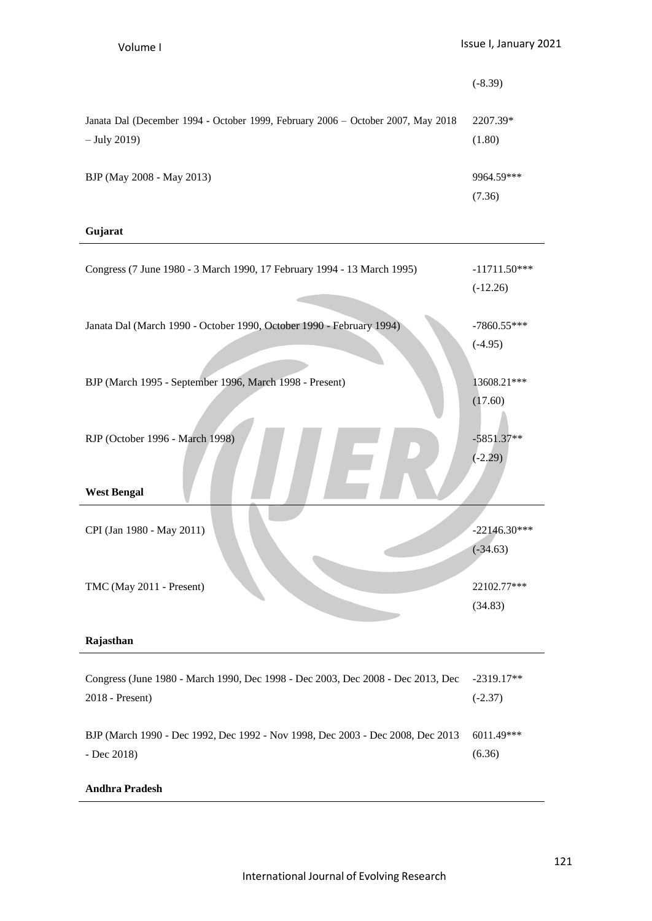| | |
|---|---|
| | (-8.39) |
| Janata Dal (December 1994 - October 1999, February 2006 – October 2007, May 2018 – July 2019) | 2207.39* (1.80) |
| BJP (May 2008 - May 2013) | 9964.59*** (7.36) |
| **Gujarat** | |
| Congress (7 June 1980 - 3 March 1990, 17 February 1994 - 13 March 1995) | -11711.50*** (-12.26) |
| Janata Dal (March 1990 - October 1990, October 1990 - February 1994) | -7860.55*** (-4.95) |
| BJP (March 1995 - September 1996, March 1998 - Present) | 13608.21*** (17.60) |
| RJP (October 1996 - March 1998) | -5851.37** (-2.29) |
| **West Bengal** | |
| CPI (Jan 1980 - May 2011) | -22146.30*** (-34.63) |
| TMC (May 2011 - Present) | 22102.77*** (34.83) |
| **Rajasthan** | |
| Congress (June 1980 - March 1990, Dec 1998 - Dec 2003, Dec 2008 - Dec 2013, Dec 2018 - Present) | -2319.17** (-2.37) |
| BJP (March 1990 - Dec 1992, Dec 1992 - Nov 1998, Dec 2003 - Dec 2008, Dec 2013 - Dec 2018) | 6011.49*** (6.36) |
| **Andhra Pradesh** | |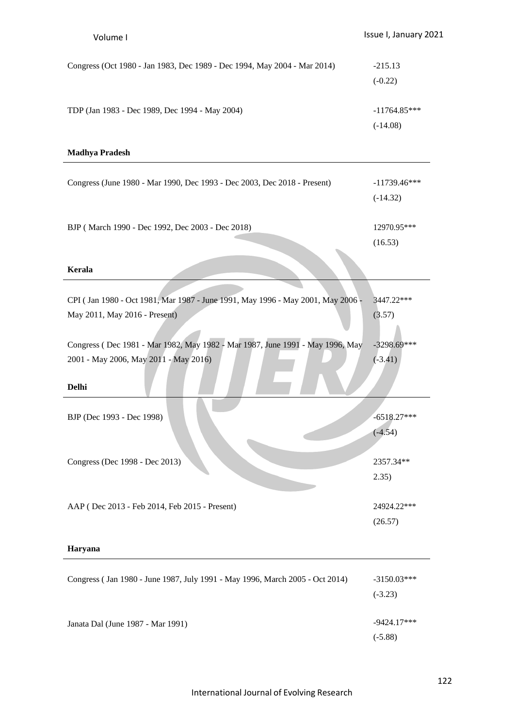| | |
|---|---|
| Congress (Oct 1980 - Jan 1983, Dec 1989 - Dec 1994, May 2004 - Mar 2014) | -215.13<br>(-0.22) |
| TDP (Jan 1983 - Dec 1989, Dec 1994 - May 2004) | -11764.85***<br>(-14.08) |
| **Madhya Pradesh** | |
| Congress (June 1980 - Mar 1990, Dec 1993 - Dec 2003, Dec 2018 - Present) | -11739.46***<br>(-14.32) |
| BJP ( March 1990 - Dec 1992, Dec 2003 - Dec 2018) | 12970.95***<br>(16.53) |
| **Kerala** | |
| CPI ( Jan 1980 - Oct 1981, Mar 1987 - June 1991, May 1996 - May 2001, May 2006 - May 2011, May 2016 - Present) | 3447.22***<br>(3.57) |
| Congress ( Dec 1981 - Mar 1982, May 1982 - Mar 1987, June 1991 - May 1996, May 2001 - May 2006, May 2011 - May 2016) | -3298.69***<br>(-3.41) |
| **Delhi** | |
| BJP (Dec 1993 - Dec 1998) | -6518.27***<br>(-4.54) |
| Congress (Dec 1998 - Dec 2013) | 2357.34**<br>2.35) |
| AAP ( Dec 2013 - Feb 2014, Feb 2015 - Present) | 24924.22***<br>(26.57) |
| **Haryana** | |
| Congress ( Jan 1980 - June 1987, July 1991 - May 1996, March 2005 - Oct 2014) | -3150.03***<br>(-3.23) |
| Janata Dal (June 1987 - Mar 1991) | -9424.17***<br>(-5.88) |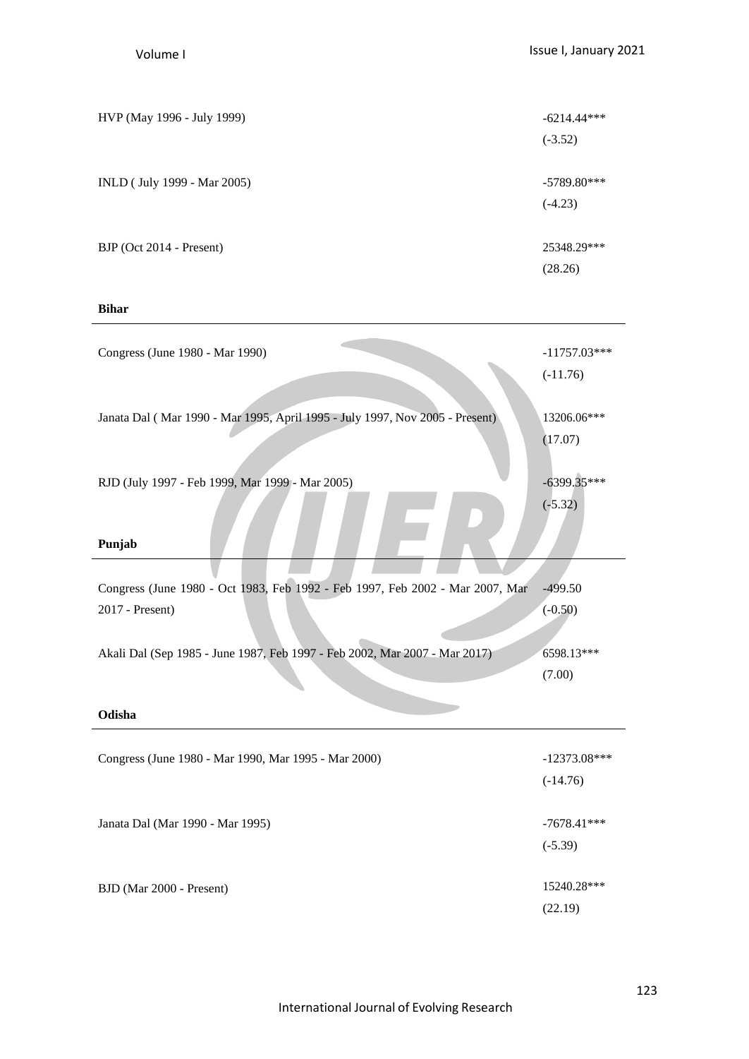| | |
|---|---|
| HVP (May 1996 - July 1999) | -6214.44***<br>(-3.52) |
| INLD ( July 1999 - Mar 2005) | -5789.80***<br>(-4.23) |
| BJP (Oct 2014 - Present) | 25348.29***<br>(28.26) |
| **Bihar** | |
| Congress (June 1980 - Mar 1990) | -11757.03***<br>(-11.76) |
| Janata Dal ( Mar 1990 - Mar 1995, April 1995 - July 1997, Nov 2005 - Present) | 13206.06***<br>(17.07) |
| RJD (July 1997 - Feb 1999, Mar 1999 - Mar 2005) | -6399.35***<br>(-5.32) |
| **Punjab** | |
| Congress (June 1980 - Oct 1983, Feb 1992 - Feb 1997, Feb 2002 - Mar 2007, Mar 2017 - Present) | -499.50<br>(-0.50) |
| Akali Dal (Sep 1985 - June 1987, Feb 1997 - Feb 2002, Mar 2007 - Mar 2017) | 6598.13***<br>(7.00) |
| **Odisha** | |
| Congress (June 1980 - Mar 1990, Mar 1995 - Mar 2000) | -12373.08***<br>(-14.76) |
| Janata Dal (Mar 1990 - Mar 1995) | -7678.41***<br>(-5.39) |
| BJD (Mar 2000 - Present) | 15240.28***<br>(22.19) |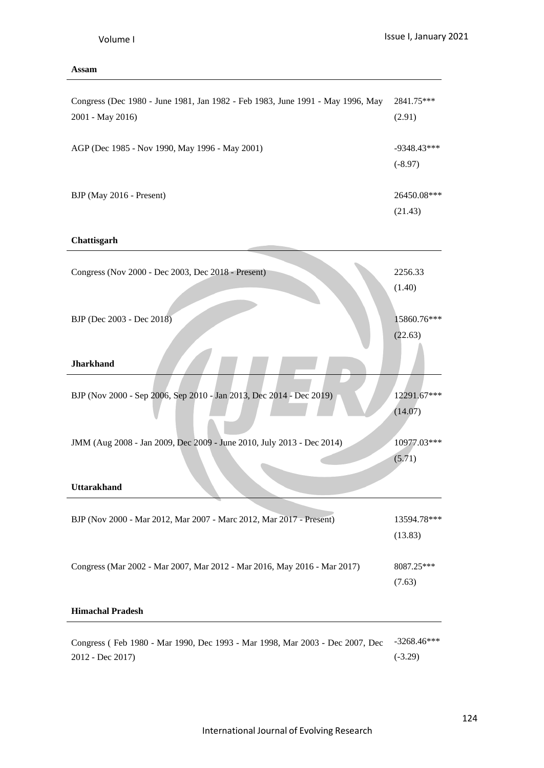| **Assam** | |
| --- | --- |
| Congress (Dec 1980 - June 1981, Jan 1982 - Feb 1983, June 1991 - May 1996, May 2001 - May 2016) | 2841.75***<br>(2.91) |
| AGP (Dec 1985 - Nov 1990, May 1996 - May 2001) | -9348.43***<br>(-8.97) |
| BJP (May 2016 - Present) | 26450.08***<br>(21.43) |
| **Chattisgarh** | |
| Congress (Nov 2000 - Dec 2003, Dec 2018 - Present) | 2256.33<br>(1.40) |
| BJP (Dec 2003 - Dec 2018) | 15860.76***<br>(22.63) |
| **Jharkhand** | |
| BJP (Nov 2000 - Sep 2006, Sep 2010 - Jan 2013, Dec 2014 - Dec 2019) | 12291.67***<br>(14.07) |
| JMM (Aug 2008 - Jan 2009, Dec 2009 - June 2010, July 2013 - Dec 2014) | 10977.03***<br>(5.71) |
| **Uttarakhand** | |
| BJP (Nov 2000 - Mar 2012, Mar 2007 - Marc 2012, Mar 2017 - Present) | 13594.78***<br>(13.83) |
| Congress (Mar 2002 - Mar 2007, Mar 2012 - Mar 2016, May 2016 - Mar 2017) | 8087.25***<br>(7.63) |
| **Himachal Pradesh** | |
| Congress ( Feb 1980 - Mar 1990, Dec 1993 - Mar 1998, Mar 2003 - Dec 2007, Dec 2012 - Dec 2017) | -3268.46***<br>(-3.29) |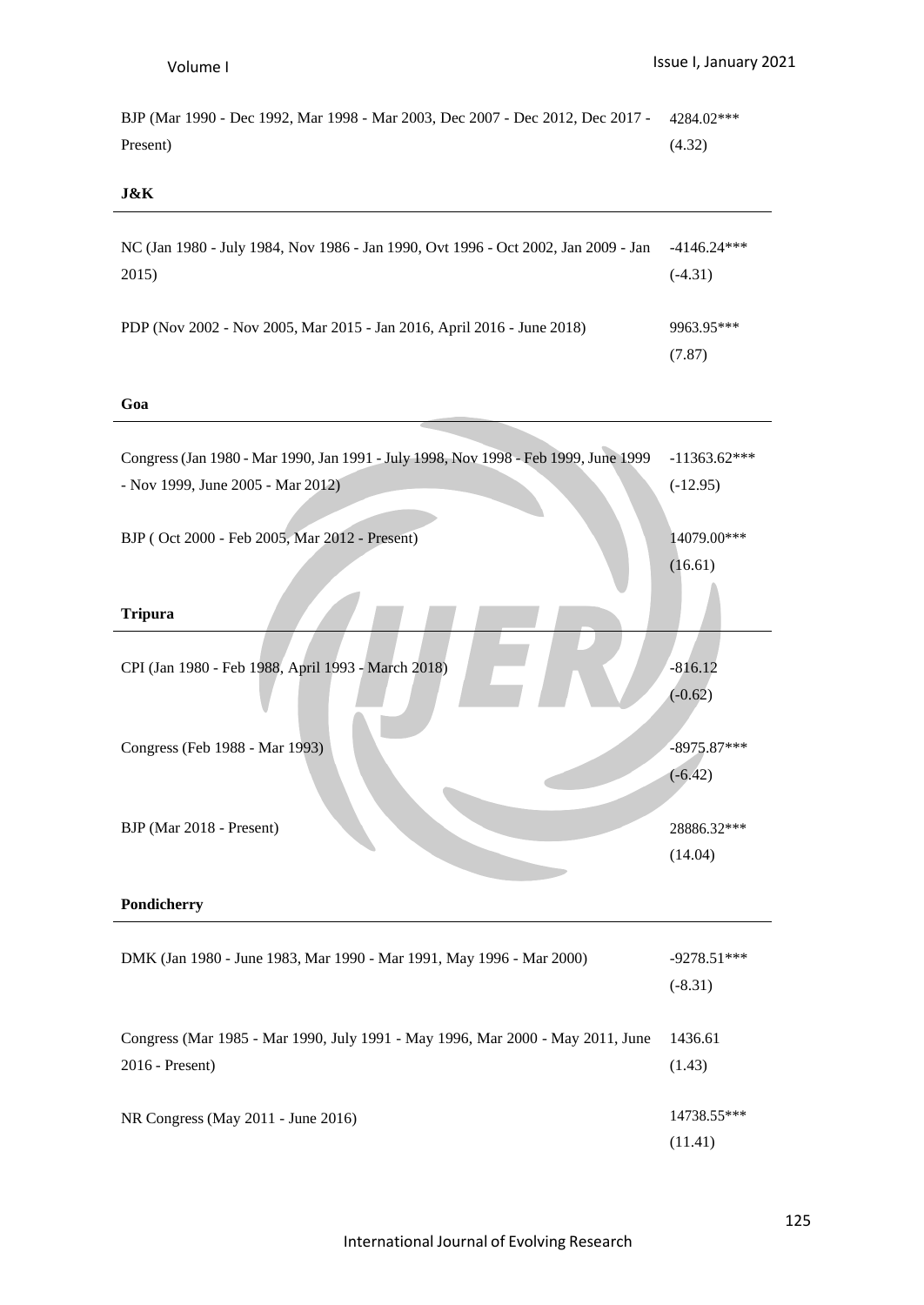| | |
|---|---|
| BJP (Mar 1990 - Dec 1992, Mar 1998 - Mar 2003, Dec 2007 - Dec 2012, Dec 2017 - Present) | 4284.02*** (4.32) |
| **J&K** | |
| NC (Jan 1980 - July 1984, Nov 1986 - Jan 1990, Ovt 1996 - Oct 2002, Jan 2009 - Jan 2015) | -4146.24*** (-4.31) |
| PDP (Nov 2002 - Nov 2005, Mar 2015 - Jan 2016, April 2016 - June 2018) | 9963.95*** (7.87) |
| **Goa** | |
| Congress (Jan 1980 - Mar 1990, Jan 1991 - July 1998, Nov 1998 - Feb 1999, June 1999 - Nov 1999, June 2005 - Mar 2012) | -11363.62*** (-12.95) |
| BJP ( Oct 2000 - Feb 2005, Mar 2012 - Present) | 14079.00*** (16.61) |
| **Tripura** | |
| CPI (Jan 1980 - Feb 1988, April 1993 - March 2018) | -816.12 (-0.62) |
| Congress (Feb 1988 - Mar 1993) | -8975.87*** (-6.42) |
| BJP (Mar 2018 - Present) | 28886.32*** (14.04) |
| **Pondicherry** | |
| DMK (Jan 1980 - June 1983, Mar 1990 - Mar 1991, May 1996 - Mar 2000) | -9278.51*** (-8.31) |
| Congress (Mar 1985 - Mar 1990, July 1991 - May 1996, Mar 2000 - May 2011, June 2016 - Present) | 1436.61 (1.43) |
| NR Congress (May 2011 - June 2016) | 14738.55*** (11.41) |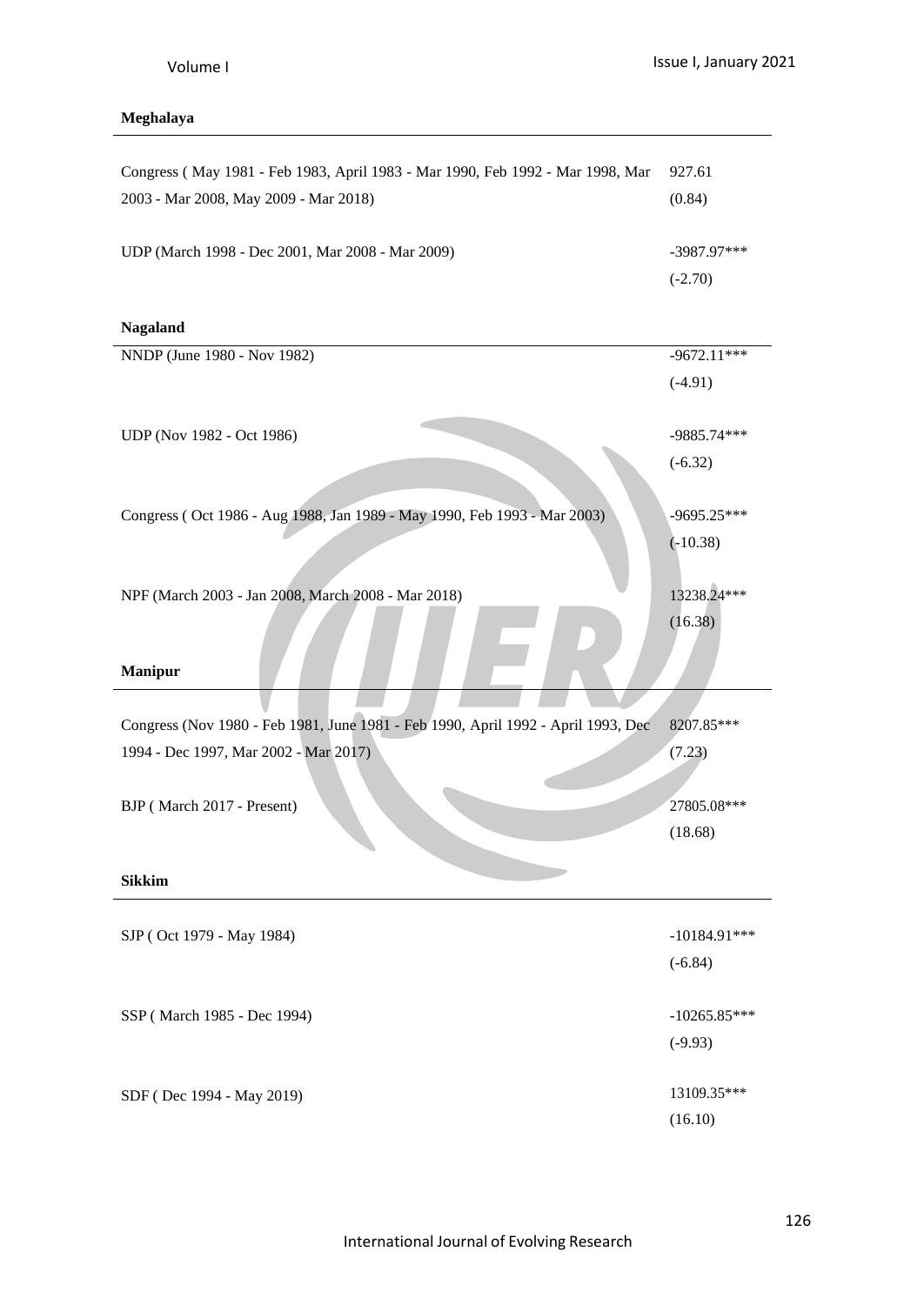| **Meghalaya** | |
|---|---|
| Congress ( May 1981 - Feb 1983, April 1983 - Mar 1990, Feb 1992 - Mar 1998, Mar 2003 - Mar 2008, May 2009 - Mar 2018) | 927.61<br>(0.84) |
| UDP (March 1998 - Dec 2001, Mar 2008 - Mar 2009) | -3987.97***<br>(-2.70) |
| **Nagaland** | |
| NNDP (June 1980 - Nov 1982) | -9672.11***<br>(-4.91) |
| UDP (Nov 1982 - Oct 1986) | -9885.74***<br>(-6.32) |
| Congress ( Oct 1986 - Aug 1988, Jan 1989 - May 1990, Feb 1993 - Mar 2003) | -9695.25***<br>(-10.38) |
| NPF (March 2003 - Jan 2008, March 2008 - Mar 2018) | 13238.24***<br>(16.38) |
| **Manipur** | |
| Congress (Nov 1980 - Feb 1981, June 1981 - Feb 1990, April 1992 - April 1993, Dec 1994 - Dec 1997, Mar 2002 - Mar 2017) | 8207.85***<br>(7.23) |
| BJP ( March 2017 - Present) | 27805.08***<br>(18.68) |
| **Sikkim** | |
| SJP ( Oct 1979 - May 1984) | -10184.91***<br>(-6.84) |
| SSP ( March 1985 - Dec 1994) | -10265.85***<br>(-9.93) |
| SDF ( Dec 1994 - May 2019) | 13109.35***<br>(16.10) |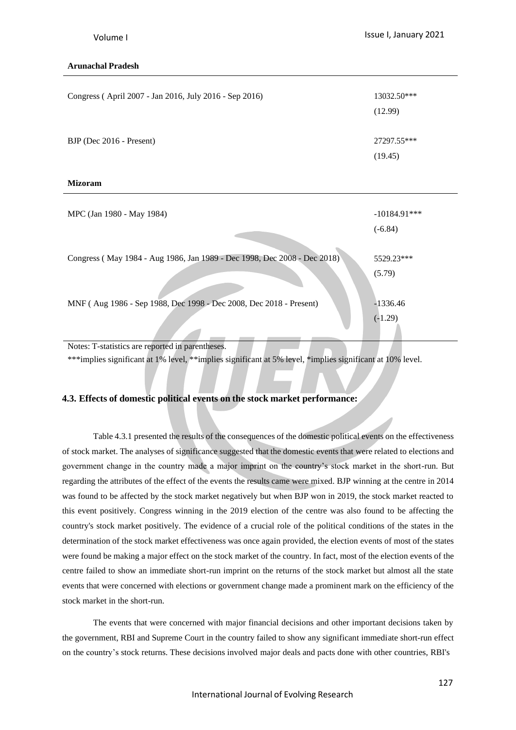| **Arunachal Pradesh** | |
|---|---|
| Congress ( April 2007 - Jan 2016, July 2016 - Sep 2016) | 13032.50*** (12.99) |
| BJP (Dec 2016 - Present) | 27297.55*** (19.45) |
| **Mizoram** | |
| MPC (Jan 1980 - May 1984) | -10184.91*** (-6.84) |
| Congress ( May 1984 - Aug 1986, Jan 1989 - Dec 1998, Dec 2008 - Dec 2018) | 5529.23*** (5.79) |
| MNF ( Aug 1986 - Sep 1988, Dec 1998 - Dec 2008, Dec 2018 - Present) | -1336.46 (-1.29) |

Notes: T-statistics are reported in parentheses.

***implies significant at 1% level, **implies significant at 5% level, *implies significant at 10% level.

### 4.3. Effects of domestic political events on the stock market performance:

Table 4.3.1 presented the results of the consequences of the domestic political events on the effectiveness of stock market. The analyses of significance suggested that the domestic events that were related to elections and government change in the country made a major imprint on the country's stock market in the short-run. But regarding the attributes of the effect of the events the results came were mixed. BJP winning at the centre in 2014 was found to be affected by the stock market negatively but when BJP won in 2019, the stock market reacted to this event positively. Congress winning in the 2019 election of the centre was also found to be affecting the country's stock market positively. The evidence of a crucial role of the political conditions of the states in the determination of the stock market effectiveness was once again provided, the election events of most of the states were found be making a major effect on the stock market of the country. In fact, most of the election events of the centre failed to show an immediate short-run imprint on the returns of the stock market but almost all the state events that were concerned with elections or government change made a prominent mark on the efficiency of the stock market in the short-run.

The events that were concerned with major financial decisions and other important decisions taken by the government, RBI and Supreme Court in the country failed to show any significant immediate short-run effect on the country's stock returns. These decisions involved major deals and pacts done with other countries, RBI's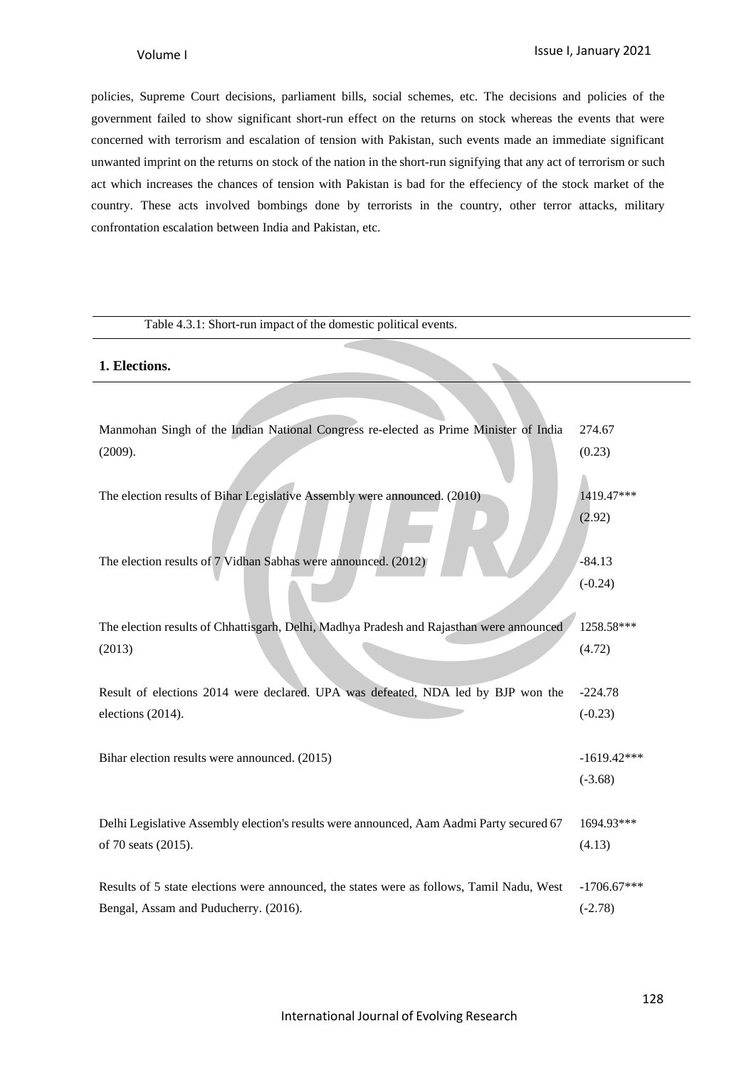policies, Supreme Court decisions, parliament bills, social schemes, etc. The decisions and policies of the government failed to show significant short-run effect on the returns on stock whereas the events that were concerned with terrorism and escalation of tension with Pakistan, such events made an immediate significant unwanted imprint on the returns on stock of the nation in the short-run signifying that any act of terrorism or such act which increases the chances of tension with Pakistan is bad for the effeciency of the stock market of the country. These acts involved bombings done by terrorists in the country, other terror attacks, military confrontation escalation between India and Pakistan, etc.

Table 4.3.1: Short-run impact of the domestic political events.

| **1. Elections.** | |
|---|---|
| Manmohan Singh of the Indian National Congress re-elected as Prime Minister of India (2009). | 274.67 (0.23) |
| The election results of Bihar Legislative Assembly were announced. (2010) | 1419.47*** (2.92) |
| The election results of 7 Vidhan Sabhas were announced. (2012) | -84.13 (-0.24) |
| The election results of Chhattisgarh, Delhi, Madhya Pradesh and Rajasthan were announced (2013) | 1258.58*** (4.72) |
| Result of elections 2014 were declared. UPA was defeated, NDA led by BJP won the elections (2014). | -224.78 (-0.23) |
| Bihar election results were announced. (2015) | -1619.42*** (-3.68) |
| Delhi Legislative Assembly election's results were announced, Aam Aadmi Party secured 67 of 70 seats (2015). | 1694.93*** (4.13) |
| Results of 5 state elections were announced, the states were as follows, Tamil Nadu, West Bengal, Assam and Puducherry. (2016). | -1706.67*** (-2.78) |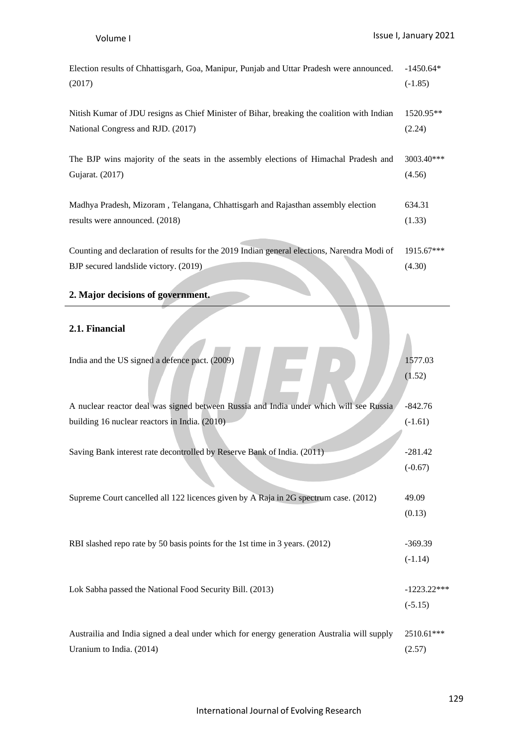| | |
|---|---|
| Election results of Chhattisgarh, Goa, Manipur, Punjab and Uttar Pradesh were announced. (2017) | -1450.64* (-1.85) |
| Nitish Kumar of JDU resigns as Chief Minister of Bihar, breaking the coalition with Indian National Congress and RJD. (2017) | 1520.95** (2.24) |
| The BJP wins majority of the seats in the assembly elections of Himachal Pradesh and Gujarat. (2017) | 3003.40*** (4.56) |
| Madhya Pradesh, Mizoram , Telangana, Chhattisgarh and Rajasthan assembly election results were announced. (2018) | 634.31 (1.33) |
| Counting and declaration of results for the 2019 Indian general elections, Narendra Modi of BJP secured landslide victory. (2019) | 1915.67*** (4.30) |

**2. Major decisions of government.**

**2.1. Financial**

| | |
|---|---|
| India and the US signed a defence pact. (2009) | 1577.03 (1.52) |
| A nuclear reactor deal was signed between Russia and India under which will see Russia building 16 nuclear reactors in India. (2010) | -842.76 (-1.61) |
| Saving Bank interest rate decontrolled by Reserve Bank of India. (2011) | -281.42 (-0.67) |
| Supreme Court cancelled all 122 licences given by A Raja in 2G spectrum case. (2012) | 49.09 (0.13) |
| RBI slashed repo rate by 50 basis points for the 1st time in 3 years. (2012) | -369.39 (-1.14) |
| Lok Sabha passed the National Food Security Bill. (2013) | -1223.22*** (-5.15) |
| Austrailia and India signed a deal under which for energy generation Australia will supply Uranium to India. (2014) | 2510.61*** (2.57) |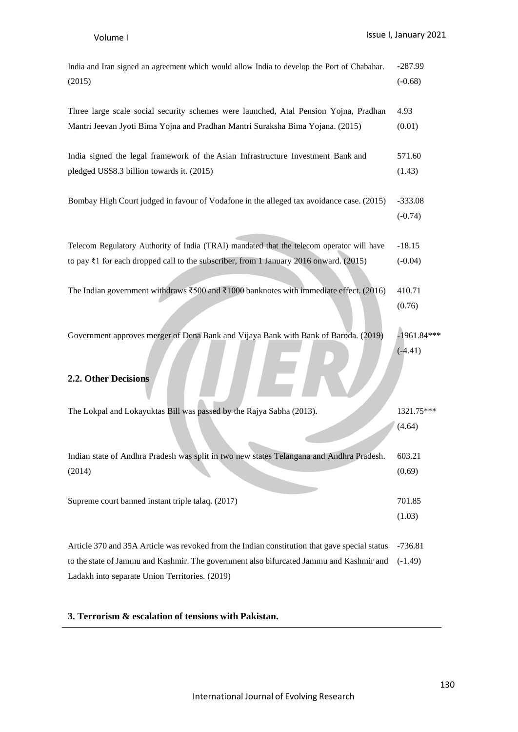| | |
|---|---|
| India and Iran signed an agreement which would allow India to develop the Port of Chabahar. (2015) | -287.99 (-0.68) |
| Three large scale social security schemes were launched, Atal Pension Yojna, Pradhan Mantri Jeevan Jyoti Bima Yojna and Pradhan Mantri Suraksha Bima Yojana. (2015) | 4.93 (0.01) |
| India signed the legal framework of the Asian Infrastructure Investment Bank and pledged US$8.3 billion towards it. (2015) | 571.60 (1.43) |
| Bombay High Court judged in favour of Vodafone in the alleged tax avoidance case. (2015) | -333.08 (-0.74) |
| Telecom Regulatory Authority of India (TRAI) mandated that the telecom operator will have to pay ₹1 for each dropped call to the subscriber, from 1 January 2016 onward. (2015) | -18.15 (-0.04) |
| The Indian government withdraws ₹500 and ₹1000 banknotes with immediate effect. (2016) | 410.71 (0.76) |
| Government approves merger of Dena Bank and Vijaya Bank with Bank of Baroda. (2019) | -1961.84*** (-4.41) |

**2.2. Other Decisions**

| | |
|---|---|
| The Lokpal and Lokayuktas Bill was passed by the Rajya Sabha (2013). | 1321.75*** (4.64) |
| Indian state of Andhra Pradesh was split in two new states Telangana and Andhra Pradesh. (2014) | 603.21 (0.69) |
| Supreme court banned instant triple talaq. (2017) | 701.85 (1.03) |
| Article 370 and 35A Article was revoked from the Indian constitution that gave special status to the state of Jammu and Kashmir. The government also bifurcated Jammu and Kashmir and Ladakh into separate Union Territories. (2019) | -736.81 (-1.49) |

**3. Terrorism & escalation of tensions with Pakistan.**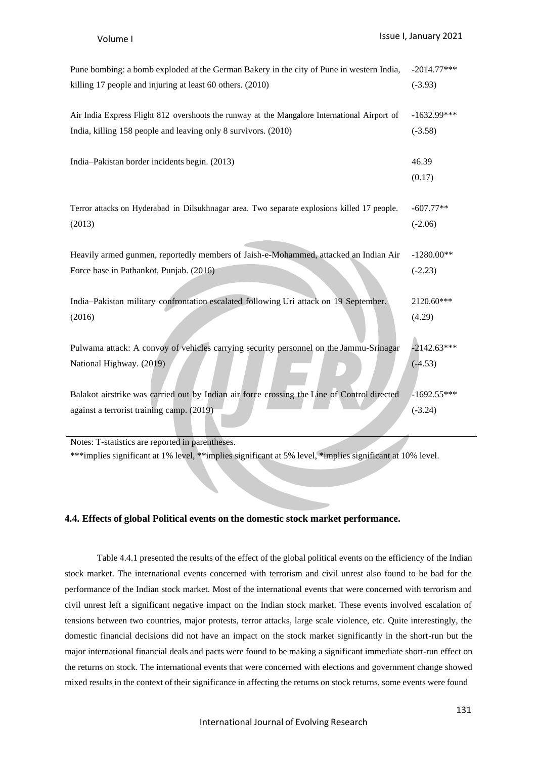| Event | Coefficient |
|---|---|
| Pune bombing: a bomb exploded at the German Bakery in the city of Pune in western India, killing 17 people and injuring at least 60 others. (2010) | -2014.77*** (-3.93) |
| Air India Express Flight 812 overshoots the runway at the Mangalore International Airport of India, killing 158 people and leaving only 8 survivors. (2010) | -1632.99*** (-3.58) |
| India–Pakistan border incidents begin. (2013) | 46.39 (0.17) |
| Terror attacks on Hyderabad in Dilsukhnagar area. Two separate explosions killed 17 people. (2013) | -607.77** (-2.06) |
| Heavily armed gunmen, reportedly members of Jaish-e-Mohammed, attacked an Indian Air Force base in Pathankot, Punjab. (2016) | -1280.00** (-2.23) |
| India–Pakistan military confrontation escalated following Uri attack on 19 September. (2016) | 2120.60*** (4.29) |
| Pulwama attack: A convoy of vehicles carrying security personnel on the Jammu-Srinagar National Highway. (2019) | -2142.63*** (-4.53) |
| Balakot airstrike was carried out by Indian air force crossing the Line of Control directed against a terrorist training camp. (2019) | -1692.55*** (-3.24) |

Notes: T-statistics are reported in parentheses.

***implies significant at 1% level, **implies significant at 5% level, *implies significant at 10% level.

### 4.4. Effects of global Political events on the domestic stock market performance.

Table 4.4.1 presented the results of the effect of the global political events on the efficiency of the Indian stock market. The international events concerned with terrorism and civil unrest also found to be bad for the performance of the Indian stock market. Most of the international events that were concerned with terrorism and civil unrest left a significant negative impact on the Indian stock market. These events involved escalation of tensions between two countries, major protests, terror attacks, large scale violence, etc. Quite interestingly, the domestic financial decisions did not have an impact on the stock market significantly in the short-run but the major international financial deals and pacts were found to be making a significant immediate short-run effect on the returns on stock. The international events that were concerned with elections and government change showed mixed results in the context of their significance in affecting the returns on stock returns, some events were found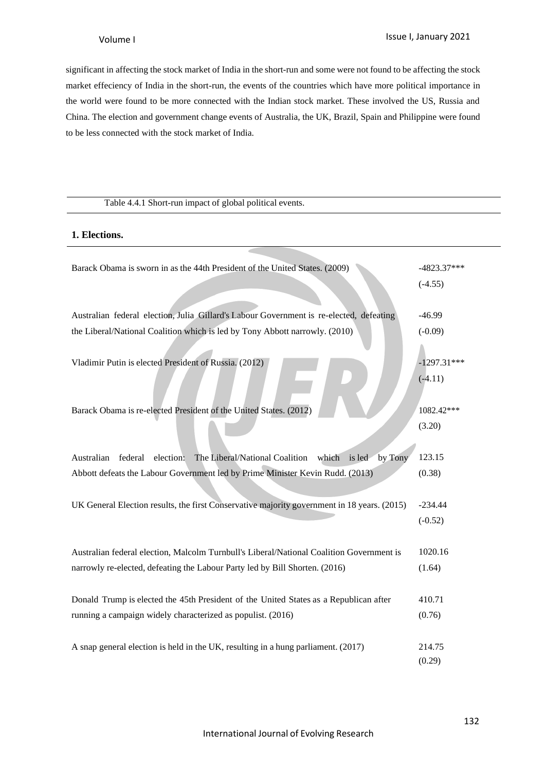significant in affecting the stock market of India in the short-run and some were not found to be affecting the stock market effeciency of India in the short-run, the events of the countries which have more political importance in the world were found to be more connected with the Indian stock market. These involved the US, Russia and China. The election and government change events of Australia, the UK, Brazil, Spain and Philippine were found to be less connected with the stock market of India.

Table 4.4.1 Short-run impact of global political events.

| **1. Elections.** | |
|---|---|
| Barack Obama is sworn in as the 44th President of the United States. (2009) | -4823.37*** (-4.55) |
| Australian federal election, Julia Gillard's Labour Government is re-elected, defeating the Liberal/National Coalition which is led by Tony Abbott narrowly. (2010) | -46.99 (-0.09) |
| Vladimir Putin is elected President of Russia. (2012) | -1297.31*** (-4.11) |
| Barack Obama is re-elected President of the United States. (2012) | 1082.42*** (3.20) |
| Australian federal election: The Liberal/National Coalition which is led by Tony Abbott defeats the Labour Government led by Prime Minister Kevin Rudd. (2013) | 123.15 (0.38) |
| UK General Election results, the first Conservative majority government in 18 years. (2015) | -234.44 (-0.52) |
| Australian federal election, Malcolm Turnbull's Liberal/National Coalition Government is narrowly re-elected, defeating the Labour Party led by Bill Shorten. (2016) | 1020.16 (1.64) |
| Donald Trump is elected the 45th President of the United States as a Republican after running a campaign widely characterized as populist. (2016) | 410.71 (0.76) |
| A snap general election is held in the UK, resulting in a hung parliament. (2017) | 214.75 (0.29) |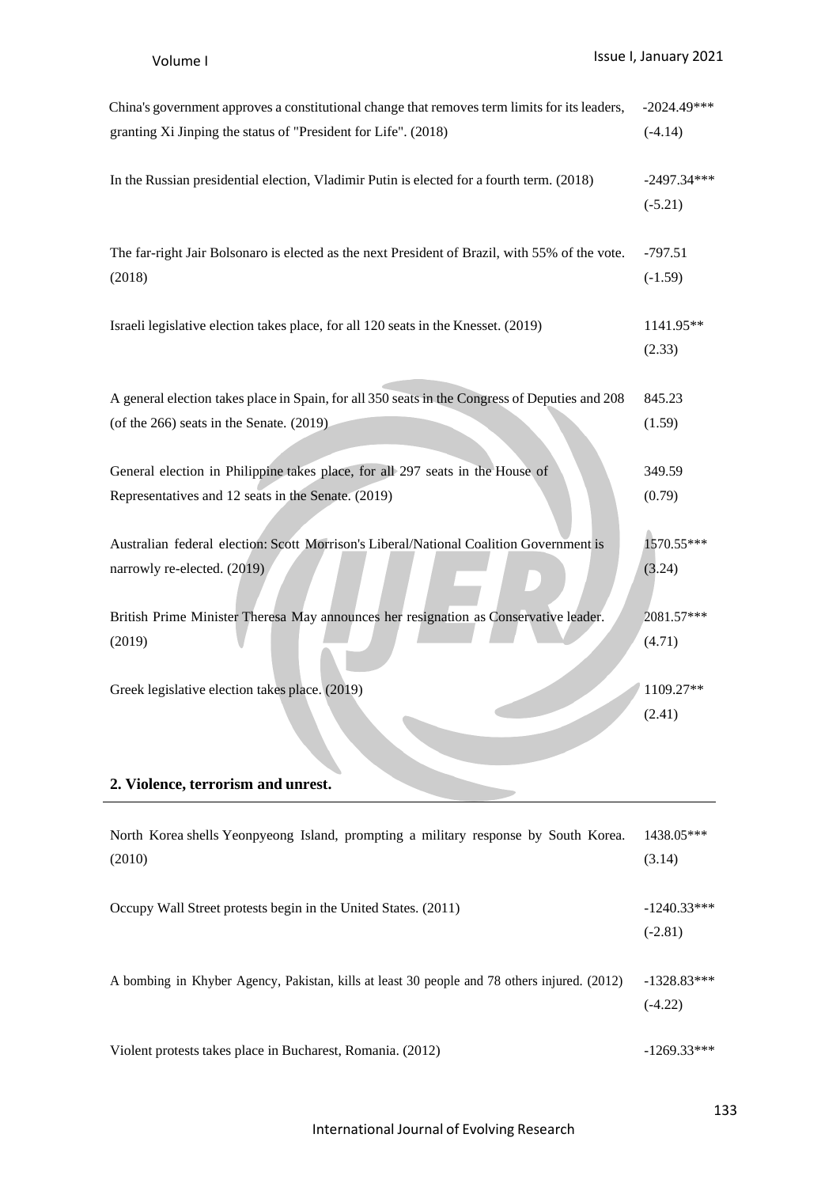| | |
|---|---|
| China's government approves a constitutional change that removes term limits for its leaders, granting Xi Jinping the status of "President for Life". (2018) | -2024.49*** (-4.14) |
| In the Russian presidential election, Vladimir Putin is elected for a fourth term. (2018) | -2497.34*** (-5.21) |
| The far-right Jair Bolsonaro is elected as the next President of Brazil, with 55% of the vote. (2018) | -797.51 (-1.59) |
| Israeli legislative election takes place, for all 120 seats in the Knesset. (2019) | 1141.95** (2.33) |
| A general election takes place in Spain, for all 350 seats in the Congress of Deputies and 208 (of the 266) seats in the Senate. (2019) | 845.23 (1.59) |
| General election in Philippine takes place, for all 297 seats in the House of Representatives and 12 seats in the Senate. (2019) | 349.59 (0.79) |
| Australian federal election: Scott Morrison's Liberal/National Coalition Government is narrowly re-elected. (2019) | 1570.55*** (3.24) |
| British Prime Minister Theresa May announces her resignation as Conservative leader. (2019) | 2081.57*** (4.71) |
| Greek legislative election takes place. (2019) | 1109.27** (2.41) |
| **2. Violence, terrorism and unrest.** | |
| North Korea shells Yeonpyeong Island, prompting a military response by South Korea. (2010) | 1438.05*** (3.14) |
| Occupy Wall Street protests begin in the United States. (2011) | -1240.33*** (-2.81) |
| A bombing in Khyber Agency, Pakistan, kills at least 30 people and 78 others injured. (2012) | -1328.83*** (-4.22) |
| Violent protests takes place in Bucharest, Romania. (2012) | -1269.33*** |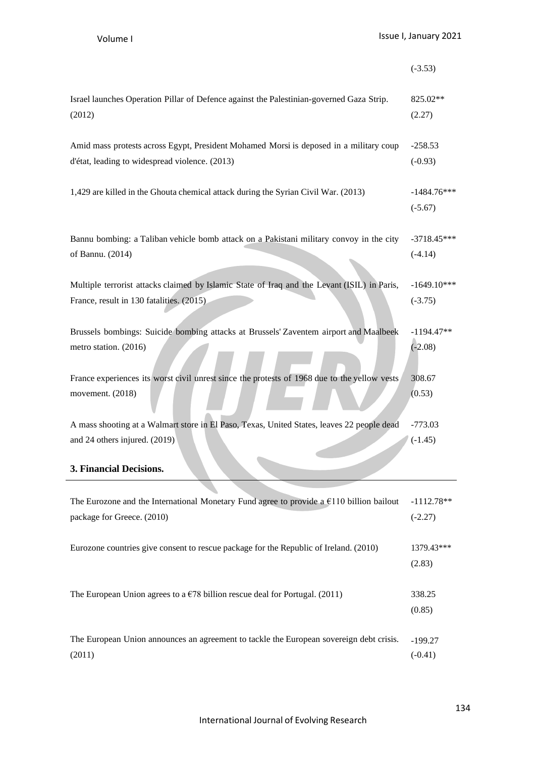| | |
|---|---|
| | (-3.53) |
| Israel launches Operation Pillar of Defence against the Palestinian-governed Gaza Strip. (2012) | 825.02** (2.27) |
| Amid mass protests across Egypt, President Mohamed Morsi is deposed in a military coup d'état, leading to widespread violence. (2013) | -258.53 (-0.93) |
| 1,429 are killed in the Ghouta chemical attack during the Syrian Civil War. (2013) | -1484.76*** (-5.67) |
| Bannu bombing: a Taliban vehicle bomb attack on a Pakistani military convoy in the city of Bannu. (2014) | -3718.45*** (-4.14) |
| Multiple terrorist attacks claimed by Islamic State of Iraq and the Levant (ISIL) in Paris, France, result in 130 fatalities. (2015) | -1649.10*** (-3.75) |
| Brussels bombings: Suicide bombing attacks at Brussels' Zaventem airport and Maalbeek metro station. (2016) | -1194.47** (-2.08) |
| France experiences its worst civil unrest since the protests of 1968 due to the yellow vests movement. (2018) | 308.67 (0.53) |
| A mass shooting at a Walmart store in El Paso, Texas, United States, leaves 22 people dead and 24 others injured. (2019) | -773.03 (-1.45) |
| **3. Financial Decisions.** | |
| The Eurozone and the International Monetary Fund agree to provide a €110 billion bailout package for Greece. (2010) | -1112.78** (-2.27) |
| Eurozone countries give consent to rescue package for the Republic of Ireland. (2010) | 1379.43*** (2.83) |
| The European Union agrees to a €78 billion rescue deal for Portugal. (2011) | 338.25 (0.85) |
| The European Union announces an agreement to tackle the European sovereign debt crisis. (2011) | -199.27 (-0.41) |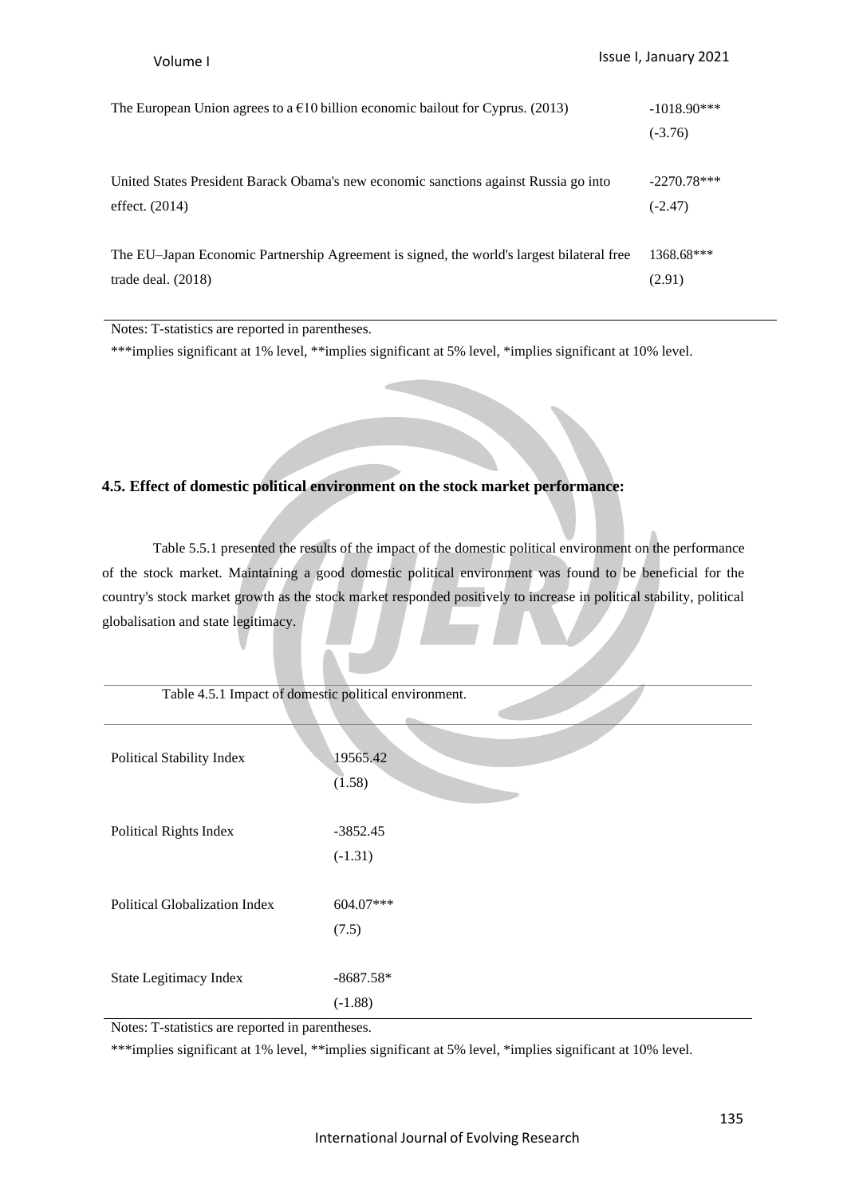| | |
|---|---|
| The European Union agrees to a €10 billion economic bailout for Cyprus. (2013) | -1018.90***<br>(-3.76) |
| United States President Barack Obama's new economic sanctions against Russia go into effect. (2014) | -2270.78***<br>(-2.47) |
| The EU–Japan Economic Partnership Agreement is signed, the world's largest bilateral free trade deal. (2018) | 1368.68***<br>(2.91) |

Notes: T-statistics are reported in parentheses.

***implies significant at 1% level, **implies significant at 5% level, *implies significant at 10% level.

### 4.5. Effect of domestic political environment on the stock market performance:

Table 5.5.1 presented the results of the impact of the domestic political environment on the performance of the stock market. Maintaining a good domestic political environment was found to be beneficial for the country's stock market growth as the stock market responded positively to increase in political stability, political globalisation and state legitimacy.

Table 4.5.1 Impact of domestic political environment.

| | |
|---|---|
| Political Stability Index | 19565.42<br>(1.58) |
| Political Rights Index | -3852.45<br>(-1.31) |
| Political Globalization Index | 604.07***<br>(7.5) |
| State Legitimacy Index | -8687.58*<br>(-1.88) |

Notes: T-statistics are reported in parentheses.

***implies significant at 1% level, **implies significant at 5% level, *implies significant at 10% level.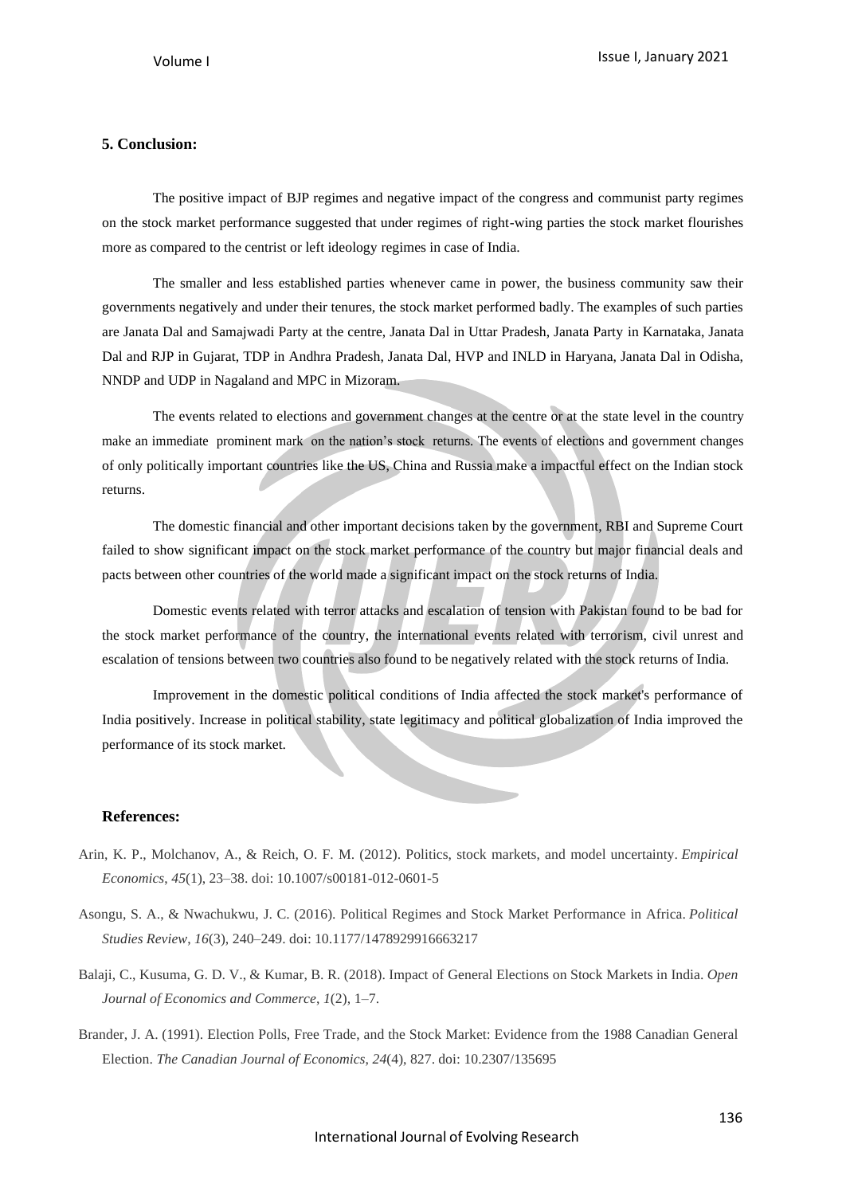## 5. Conclusion:

The positive impact of BJP regimes and negative impact of the congress and communist party regimes on the stock market performance suggested that under regimes of right-wing parties the stock market flourishes more as compared to the centrist or left ideology regimes in case of India.

The smaller and less established parties whenever came in power, the business community saw their governments negatively and under their tenures, the stock market performed badly. The examples of such parties are Janata Dal and Samajwadi Party at the centre, Janata Dal in Uttar Pradesh, Janata Party in Karnataka, Janata Dal and RJP in Gujarat, TDP in Andhra Pradesh, Janata Dal, HVP and INLD in Haryana, Janata Dal in Odisha, NNDP and UDP in Nagaland and MPC in Mizoram.

The events related to elections and government changes at the centre or at the state level in the country make an immediate prominent mark on the nation's stock returns. The events of elections and government changes of only politically important countries like the US, China and Russia make a impactful effect on the Indian stock returns.

The domestic financial and other important decisions taken by the government, RBI and Supreme Court failed to show significant impact on the stock market performance of the country but major financial deals and pacts between other countries of the world made a significant impact on the stock returns of India.

Domestic events related with terror attacks and escalation of tension with Pakistan found to be bad for the stock market performance of the country, the international events related with terrorism, civil unrest and escalation of tensions between two countries also found to be negatively related with the stock returns of India.

Improvement in the domestic political conditions of India affected the stock market's performance of India positively. Increase in political stability, state legitimacy and political globalization of India improved the performance of its stock market.

## References:

Arin, K. P., Molchanov, A., & Reich, O. F. M. (2012). Politics, stock markets, and model uncertainty. *Empirical Economics*, *45*(1), 23–38. doi: 10.1007/s00181-012-0601-5

Asongu, S. A., & Nwachukwu, J. C. (2016). Political Regimes and Stock Market Performance in Africa. *Political Studies Review*, *16*(3), 240–249. doi: 10.1177/1478929916663217

Balaji, C., Kusuma, G. D. V., & Kumar, B. R. (2018). Impact of General Elections on Stock Markets in India. *Open Journal of Economics and Commerce*, *1*(2), 1–7.

Brander, J. A. (1991). Election Polls, Free Trade, and the Stock Market: Evidence from the 1988 Canadian General Election. *The Canadian Journal of Economics*, *24*(4), 827. doi: 10.2307/135695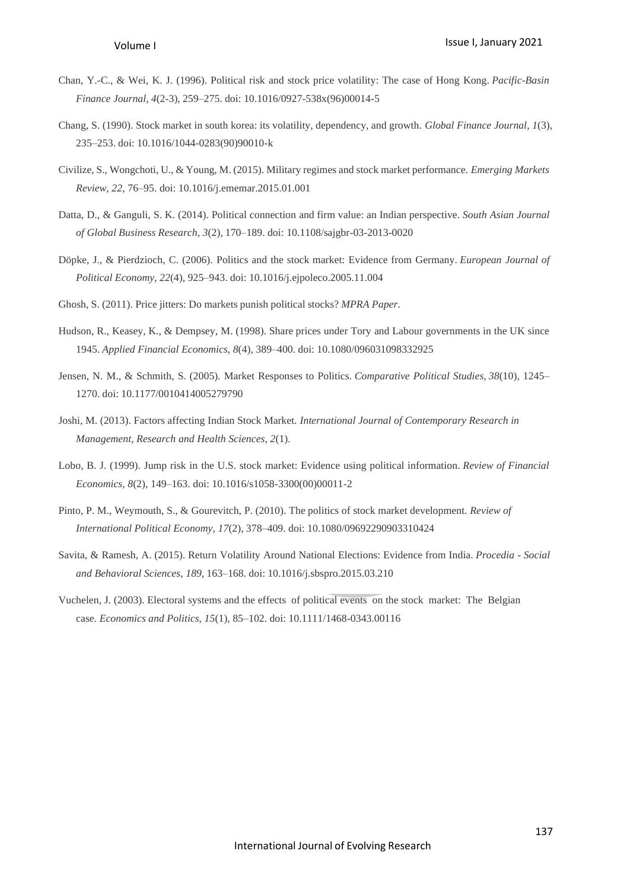Chan, Y.-C., & Wei, K. J. (1996). Political risk and stock price volatility: The case of Hong Kong. *Pacific-Basin Finance Journal*, *4*(2-3), 259–275. doi: 10.1016/0927-538x(96)00014-5

Chang, S. (1990). Stock market in south korea: its volatility, dependency, and growth. *Global Finance Journal*, *1*(3), 235–253. doi: 10.1016/1044-0283(90)90010-k

Civilize, S., Wongchoti, U., & Young, M. (2015). Military regimes and stock market performance. *Emerging Markets Review*, *22*, 76–95. doi: 10.1016/j.ememar.2015.01.001

Datta, D., & Ganguli, S. K. (2014). Political connection and firm value: an Indian perspective. *South Asian Journal of Global Business Research*, *3*(2), 170–189. doi: 10.1108/sajgbr-03-2013-0020

Döpke, J., & Pierdzioch, C. (2006). Politics and the stock market: Evidence from Germany. *European Journal of Political Economy*, *22*(4), 925–943. doi: 10.1016/j.ejpoleco.2005.11.004

Ghosh, S. (2011). Price jitters: Do markets punish political stocks? *MPRA Paper*.

Hudson, R., Keasey, K., & Dempsey, M. (1998). Share prices under Tory and Labour governments in the UK since 1945. *Applied Financial Economics*, *8*(4), 389–400. doi: 10.1080/096031098332925

Jensen, N. M., & Schmith, S. (2005). Market Responses to Politics. *Comparative Political Studies*, *38*(10), 1245–1270. doi: 10.1177/0010414005279790

Joshi, M. (2013). Factors affecting Indian Stock Market. *International Journal of Contemporary Research in Management, Research and Health Sciences*, *2*(1).

Lobo, B. J. (1999). Jump risk in the U.S. stock market: Evidence using political information. *Review of Financial Economics*, *8*(2), 149–163. doi: 10.1016/s1058-3300(00)00011-2

Pinto, P. M., Weymouth, S., & Gourevitch, P. (2010). The politics of stock market development. *Review of International Political Economy*, *17*(2), 378–409. doi: 10.1080/09692290903310424

Savita, & Ramesh, A. (2015). Return Volatility Around National Elections: Evidence from India. *Procedia - Social and Behavioral Sciences*, *189*, 163–168. doi: 10.1016/j.sbspro.2015.03.210

Vuchelen, J. (2003). Electoral systems and the effects of political events on the stock market: The Belgian case. *Economics and Politics*, *15*(1), 85–102. doi: 10.1111/1468-0343.00116